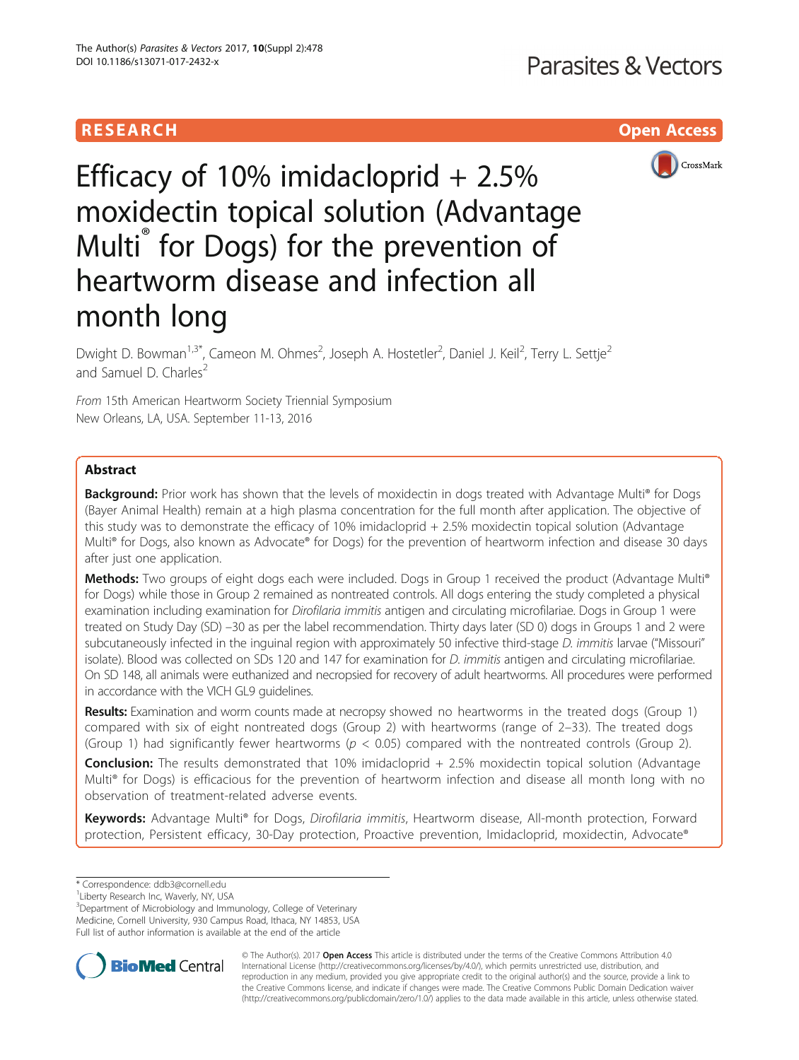RESEARCH

Open Access

# Efficacy of 10% imidacloprid + 2.5% moxidectin topical solution (Advantage Multi® for Dogs) for the prevention of heartworm disease and infection all month long

Dwight D. Bowman[1,3*], Cameon M. Ohmes[2], Joseph A. Hostetler[2], Daniel J. Keil[2], Terry L. Settje[2] and Samuel D. Charles[2]

From 15th American Heartworm Society Triennial Symposium
New Orleans, LA, USA. September 11-13, 2016

## Abstract

**Background:** Prior work has shown that the levels of moxidectin in dogs treated with Advantage Multi® for Dogs (Bayer Animal Health) remain at a high plasma concentration for the full month after application. The objective of this study was to demonstrate the efficacy of 10% imidacloprid + 2.5% moxidectin topical solution (Advantage Multi® for Dogs, also known as Advocate® for Dogs) for the prevention of heartworm infection and disease 30 days after just one application.

**Methods:** Two groups of eight dogs each were included. Dogs in Group 1 received the product (Advantage Multi® for Dogs) while those in Group 2 remained as nontreated controls. All dogs entering the study completed a physical examination including examination for *Dirofilaria immitis* antigen and circulating microfilariae. Dogs in Group 1 were treated on Study Day (SD) −30 as per the label recommendation. Thirty days later (SD 0) dogs in Groups 1 and 2 were subcutaneously infected in the inguinal region with approximately 50 infective third-stage *D. immitis* larvae ("Missouri" isolate). Blood was collected on SDs 120 and 147 for examination for *D. immitis* antigen and circulating microfilariae. On SD 148, all animals were euthanized and necropsied for recovery of adult heartworms. All procedures were performed in accordance with the VICH GL9 guidelines.

**Results:** Examination and worm counts made at necropsy showed no heartworms in the treated dogs (Group 1) compared with six of eight nontreated dogs (Group 2) with heartworms (range of 2–33). The treated dogs (Group 1) had significantly fewer heartworms ($p < 0.05$) compared with the nontreated controls (Group 2).

**Conclusion:** The results demonstrated that 10% imidacloprid + 2.5% moxidectin topical solution (Advantage Multi® for Dogs) is efficacious for the prevention of heartworm infection and disease all month long with no observation of treatment-related adverse events.

**Keywords:** Advantage Multi® for Dogs, *Dirofilaria immitis*, Heartworm disease, All-month protection, Forward protection, Persistent efficacy, 30-Day protection, Proactive prevention, Imidacloprid, moxidectin, Advocate®

\* Correspondence: ddb3@cornell.edu
[1]Liberty Research Inc, Waverly, NY, USA
[3]Department of Microbiology and Immunology, College of Veterinary Medicine, Cornell University, 930 Campus Road, Ithaca, NY 14853, USA
Full list of author information is available at the end of the article

© The Author(s). 2017 **Open Access** This article is distributed under the terms of the Creative Commons Attribution 4.0 International License (http://creativecommons.org/licenses/by/4.0/), which permits unrestricted use, distribution, and reproduction in any medium, provided you give appropriate credit to the original author(s) and the source, provide a link to the Creative Commons license, and indicate if changes were made. The Creative Commons Public Domain Dedication waiver (http://creativecommons.org/publicdomain/zero/1.0/) applies to the data made available in this article, unless otherwise stated.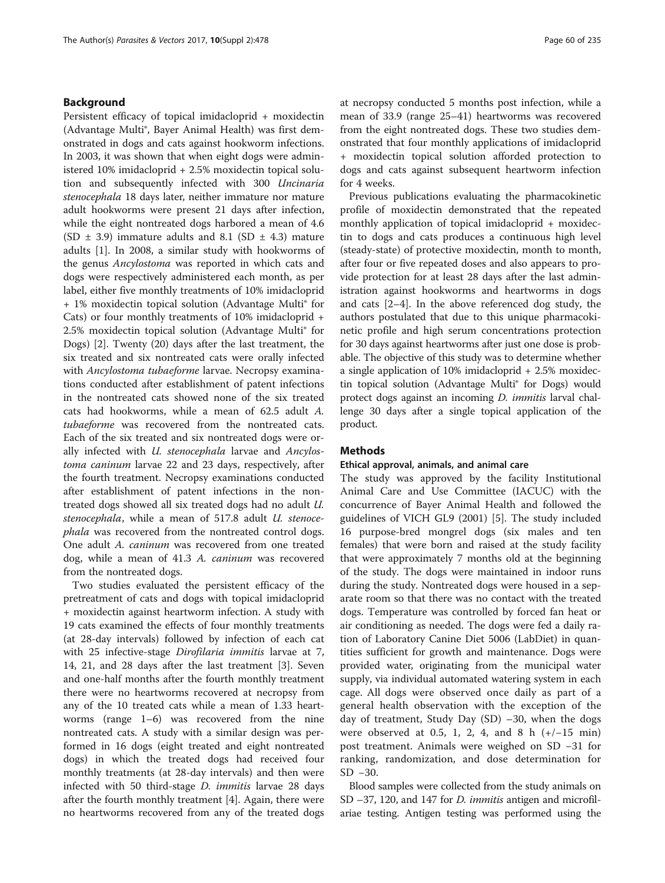## Background

Persistent efficacy of topical imidacloprid + moxidectin (Advantage Multi®, Bayer Animal Health) was first demonstrated in dogs and cats against hookworm infections. In 2003, it was shown that when eight dogs were administered 10% imidacloprid + 2.5% moxidectin topical solution and subsequently infected with 300 *Uncinaria stenocephala* 18 days later, neither immature nor mature adult hookworms were present 21 days after infection, while the eight nontreated dogs harbored a mean of 4.6 (SD ± 3.9) immature adults and 8.1 (SD ± 4.3) mature adults [1]. In 2008, a similar study with hookworms of the genus *Ancylostoma* was reported in which cats and dogs were respectively administered each month, as per label, either five monthly treatments of 10% imidacloprid + 1% moxidectin topical solution (Advantage Multi® for Cats) or four monthly treatments of 10% imidacloprid + 2.5% moxidectin topical solution (Advantage Multi® for Dogs) [2]. Twenty (20) days after the last treatment, the six treated and six nontreated cats were orally infected with *Ancylostoma tubaeforme* larvae. Necropsy examinations conducted after establishment of patent infections in the nontreated cats showed none of the six treated cats had hookworms, while a mean of 62.5 adult *A. tubaeforme* was recovered from the nontreated cats. Each of the six treated and six nontreated dogs were orally infected with *U. stenocephala* larvae and *Ancylostoma caninum* larvae 22 and 23 days, respectively, after the fourth treatment. Necropsy examinations conducted after establishment of patent infections in the nontreated dogs showed all six treated dogs had no adult *U. stenocephala*, while a mean of 517.8 adult *U. stenocephala* was recovered from the nontreated control dogs. One adult *A. caninum* was recovered from one treated dog, while a mean of 41.3 *A. caninum* was recovered from the nontreated dogs.

Two studies evaluated the persistent efficacy of the pretreatment of cats and dogs with topical imidacloprid + moxidectin against heartworm infection. A study with 19 cats examined the effects of four monthly treatments (at 28-day intervals) followed by infection of each cat with 25 infective-stage *Dirofilaria immitis* larvae at 7, 14, 21, and 28 days after the last treatment [3]. Seven and one-half months after the fourth monthly treatment there were no heartworms recovered at necropsy from any of the 10 treated cats while a mean of 1.33 heartworms (range 1–6) was recovered from the nine nontreated cats. A study with a similar design was performed in 16 dogs (eight treated and eight nontreated dogs) in which the treated dogs had received four monthly treatments (at 28-day intervals) and then were infected with 50 third-stage *D. immitis* larvae 28 days after the fourth monthly treatment [4]. Again, there were no heartworms recovered from any of the treated dogs at necropsy conducted 5 months post infection, while a mean of 33.9 (range 25–41) heartworms was recovered from the eight nontreated dogs. These two studies demonstrated that four monthly applications of imidacloprid + moxidectin topical solution afforded protection to dogs and cats against subsequent heartworm infection for 4 weeks.

Previous publications evaluating the pharmacokinetic profile of moxidectin demonstrated that the repeated monthly application of topical imidacloprid + moxidectin to dogs and cats produces a continuous high level (steady-state) of protective moxidectin, month to month, after four or five repeated doses and also appears to provide protection for at least 28 days after the last administration against hookworms and heartworms in dogs and cats [2–4]. In the above referenced dog study, the authors postulated that due to this unique pharmacokinetic profile and high serum concentrations protection for 30 days against heartworms after just one dose is probable. The objective of this study was to determine whether a single application of 10% imidacloprid + 2.5% moxidectin topical solution (Advantage Multi® for Dogs) would protect dogs against an incoming *D. immitis* larval challenge 30 days after a single topical application of the product.

## Methods

### Ethical approval, animals, and animal care

The study was approved by the facility Institutional Animal Care and Use Committee (IACUC) with the concurrence of Bayer Animal Health and followed the guidelines of VICH GL9 (2001) [5]. The study included 16 purpose-bred mongrel dogs (six males and ten females) that were born and raised at the study facility that were approximately 7 months old at the beginning of the study. The dogs were maintained in indoor runs during the study. Nontreated dogs were housed in a separate room so that there was no contact with the treated dogs. Temperature was controlled by forced fan heat or air conditioning as needed. The dogs were fed a daily ration of Laboratory Canine Diet 5006 (LabDiet) in quantities sufficient for growth and maintenance. Dogs were provided water, originating from the municipal water supply, via individual automated watering system in each cage. All dogs were observed once daily as part of a general health observation with the exception of the day of treatment, Study Day (SD) −30, when the dogs were observed at 0.5, 1, 2, 4, and 8 h (+/−15 min) post treatment. Animals were weighed on SD −31 for ranking, randomization, and dose determination for SD −30.

Blood samples were collected from the study animals on SD −37, 120, and 147 for *D. immitis* antigen and microfilariae testing. Antigen testing was performed using the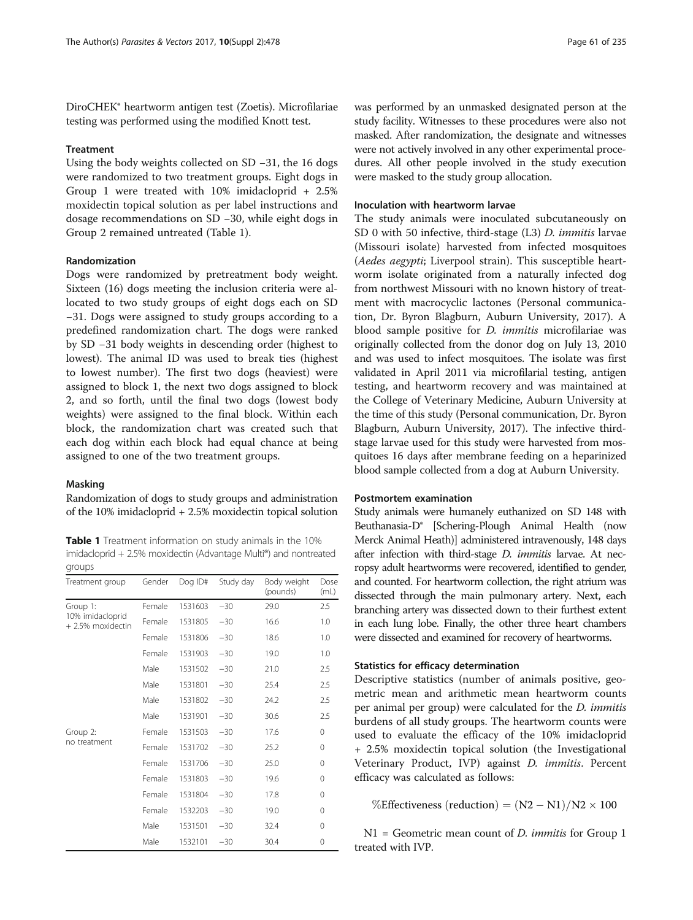DiroCHEK® heartworm antigen test (Zoetis). Microfilariae testing was performed using the modified Knott test.

### Treatment

Using the body weights collected on SD −31, the 16 dogs were randomized to two treatment groups. Eight dogs in Group 1 were treated with 10% imidacloprid + 2.5% moxidectin topical solution as per label instructions and dosage recommendations on SD −30, while eight dogs in Group 2 remained untreated (Table 1).

### Randomization

Dogs were randomized by pretreatment body weight. Sixteen (16) dogs meeting the inclusion criteria were allocated to two study groups of eight dogs each on SD −31. Dogs were assigned to study groups according to a predefined randomization chart. The dogs were ranked by SD −31 body weights in descending order (highest to lowest). The animal ID was used to break ties (highest to lowest number). The first two dogs (heaviest) were assigned to block 1, the next two dogs assigned to block 2, and so forth, until the final two dogs (lowest body weights) were assigned to the final block. Within each block, the randomization chart was created such that each dog within each block had equal chance at being assigned to one of the two treatment groups.

### Masking

Randomization of dogs to study groups and administration of the 10% imidacloprid + 2.5% moxidectin topical solution was performed by an unmasked designated person at the study facility. Witnesses to these procedures were also not masked. After randomization, the designate and witnesses were not actively involved in any other experimental procedures. All other people involved in the study execution were masked to the study group allocation.

**Table 1** Treatment information on study animals in the 10% imidacloprid + 2.5% moxidectin (Advantage Multi®) and nontreated groups

| Treatment group | Gender | Dog ID# | Study day | Body weight (pounds) | Dose (mL) |
|---|---|---|---|---|---|
| Group 1: 10% imidacloprid + 2.5% moxidectin | Female | 1531603 | −30 | 29.0 | 2.5 |
| | Female | 1531805 | −30 | 16.6 | 1.0 |
| | Female | 1531806 | −30 | 18.6 | 1.0 |
| | Female | 1531903 | −30 | 19.0 | 1.0 |
| | Male | 1531502 | −30 | 21.0 | 2.5 |
| | Male | 1531801 | −30 | 25.4 | 2.5 |
| | Male | 1531802 | −30 | 24.2 | 2.5 |
| | Male | 1531901 | −30 | 30.6 | 2.5 |
| Group 2: no treatment | Female | 1531503 | −30 | 17.6 | 0 |
| | Female | 1531702 | −30 | 25.2 | 0 |
| | Female | 1531706 | −30 | 25.0 | 0 |
| | Female | 1531803 | −30 | 19.6 | 0 |
| | Female | 1531804 | −30 | 17.8 | 0 |
| | Female | 1532203 | −30 | 19.0 | 0 |
| | Male | 1531501 | −30 | 32.4 | 0 |
| | Male | 1532101 | −30 | 30.4 | 0 |

### Inoculation with heartworm larvae

The study animals were inoculated subcutaneously on SD 0 with 50 infective, third-stage (L3) *D. immitis* larvae (Missouri isolate) harvested from infected mosquitoes (*Aedes aegypti*; Liverpool strain). This susceptible heartworm isolate originated from a naturally infected dog from northwest Missouri with no known history of treatment with macrocyclic lactones (Personal communication, Dr. Byron Blagburn, Auburn University, 2017). A blood sample positive for *D. immitis* microfilariae was originally collected from the donor dog on July 13, 2010 and was used to infect mosquitoes. The isolate was first validated in April 2011 via microfilarial testing, antigen testing, and heartworm recovery and was maintained at the College of Veterinary Medicine, Auburn University at the time of this study (Personal communication, Dr. Byron Blagburn, Auburn University, 2017). The infective third-stage larvae used for this study were harvested from mosquitoes 16 days after membrane feeding on a heparinized blood sample collected from a dog at Auburn University.

### Postmortem examination

Study animals were humanely euthanized on SD 148 with Beuthanasia-D® [Schering-Plough Animal Health (now Merck Animal Heath)] administered intravenously, 148 days after infection with third-stage *D. immitis* larvae. At necropsy adult heartworms were recovered, identified to gender, and counted. For heartworm collection, the right atrium was dissected through the main pulmonary artery. Next, each branching artery was dissected down to their furthest extent in each lung lobe. Finally, the other three heart chambers were dissected and examined for recovery of heartworms.

### Statistics for efficacy determination

Descriptive statistics (number of animals positive, geometric mean and arithmetic mean heartworm counts per animal per group) were calculated for the *D. immitis* burdens of all study groups. The heartworm counts were used to evaluate the efficacy of the 10% imidacloprid + 2.5% moxidectin topical solution (the Investigational Veterinary Product, IVP) against *D. immitis*. Percent efficacy was calculated as follows:

$$\%\text{Effectiveness (reduction)} = (\text{N2} - \text{N1})/\text{N2} \times 100$$

N1 = Geometric mean count of *D. immitis* for Group 1 treated with IVP.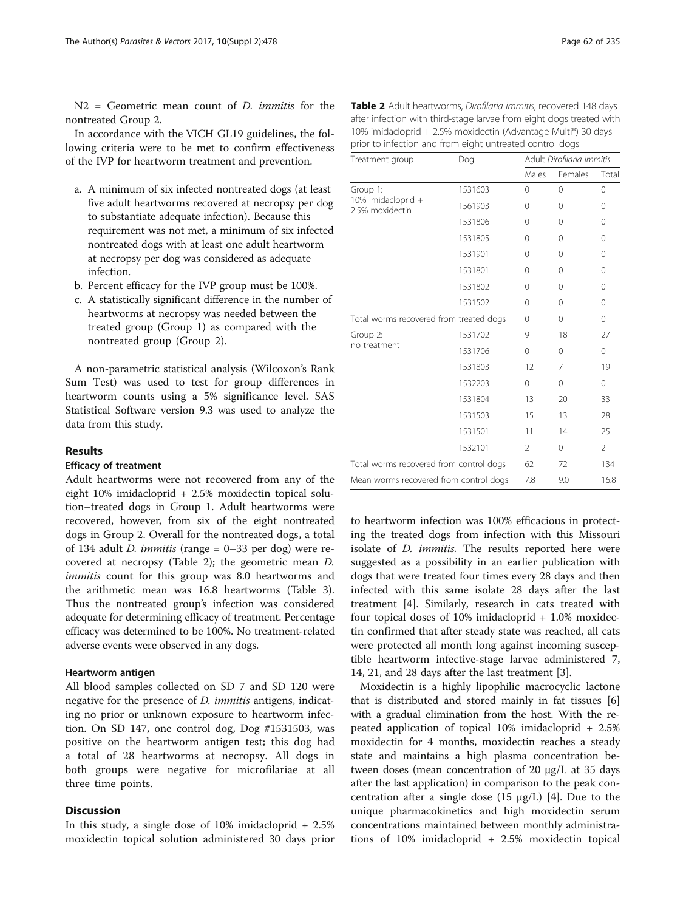N2 = Geometric mean count of *D. immitis* for the nontreated Group 2.

In accordance with the VICH GL19 guidelines, the following criteria were to be met to confirm effectiveness of the IVP for heartworm treatment and prevention.

a. A minimum of six infected nontreated dogs (at least five adult heartworms recovered at necropsy per dog to substantiate adequate infection). Because this requirement was not met, a minimum of six infected nontreated dogs with at least one adult heartworm at necropsy per dog was considered as adequate infection.
b. Percent efficacy for the IVP group must be 100%.
c. A statistically significant difference in the number of heartworms at necropsy was needed between the treated group (Group 1) as compared with the nontreated group (Group 2).

A non-parametric statistical analysis (Wilcoxon's Rank Sum Test) was used to test for group differences in heartworm counts using a 5% significance level. SAS Statistical Software version 9.3 was used to analyze the data from this study.

## Results

### Efficacy of treatment

Adult heartworms were not recovered from any of the eight 10% imidacloprid + 2.5% moxidectin topical solution–treated dogs in Group 1. Adult heartworms were recovered, however, from six of the eight nontreated dogs in Group 2. Overall for the nontreated dogs, a total of 134 adult *D. immitis* (range = 0–33 per dog) were recovered at necropsy (Table 2); the geometric mean *D. immitis* count for this group was 8.0 heartworms and the arithmetic mean was 16.8 heartworms (Table 3). Thus the nontreated group's infection was considered adequate for determining efficacy of treatment. Percentage efficacy was determined to be 100%. No treatment-related adverse events were observed in any dogs.

#### Heartworm antigen

All blood samples collected on SD 7 and SD 120 were negative for the presence of *D. immitis* antigens, indicating no prior or unknown exposure to heartworm infection. On SD 147, one control dog, Dog #1531503, was positive on the heartworm antigen test; this dog had a total of 28 heartworms at necropsy. All dogs in both groups were negative for microfilariae at all three time points.

**Table 2** Adult heartworms, *Dirofilaria immitis*, recovered 148 days after infection with third-stage larvae from eight dogs treated with 10% imidacloprid + 2.5% moxidectin (Advantage Multi®) 30 days prior to infection and from eight untreated control dogs

| Treatment group | Dog | Adult *Dirofilaria immitis* | | |
|---|---|---|---|---|
| | | Males | Females | Total |
| Group 1: 10% imidacloprid + 2.5% moxidectin | 1531603 | 0 | 0 | 0 |
| | 1561903 | 0 | 0 | 0 |
| | 1531806 | 0 | 0 | 0 |
| | 1531805 | 0 | 0 | 0 |
| | 1531901 | 0 | 0 | 0 |
| | 1531801 | 0 | 0 | 0 |
| | 1531802 | 0 | 0 | 0 |
| | 1531502 | 0 | 0 | 0 |
| Total worms recovered from treated dogs | | 0 | 0 | 0 |
| Group 2: no treatment | 1531702 | 9 | 18 | 27 |
| | 1531706 | 0 | 0 | 0 |
| | 1531803 | 12 | 7 | 19 |
| | 1532203 | 0 | 0 | 0 |
| | 1531804 | 13 | 20 | 33 |
| | 1531503 | 15 | 13 | 28 |
| | 1531501 | 11 | 14 | 25 |
| | 1532101 | 2 | 0 | 2 |
| Total worms recovered from control dogs | | 62 | 72 | 134 |
| Mean worms recovered from control dogs | | 7.8 | 9.0 | 16.8 |

## Discussion

In this study, a single dose of 10% imidacloprid + 2.5% moxidectin topical solution administered 30 days prior to heartworm infection was 100% efficacious in protecting the treated dogs from infection with this Missouri isolate of *D. immitis.* The results reported here were suggested as a possibility in an earlier publication with dogs that were treated four times every 28 days and then infected with this same isolate 28 days after the last treatment [4]. Similarly, research in cats treated with four topical doses of 10% imidacloprid + 1.0% moxidectin confirmed that after steady state was reached, all cats were protected all month long against incoming susceptible heartworm infective-stage larvae administered 7, 14, 21, and 28 days after the last treatment [3].

Moxidectin is a highly lipophilic macrocyclic lactone that is distributed and stored mainly in fat tissues [6] with a gradual elimination from the host. With the repeated application of topical 10% imidacloprid + 2.5% moxidectin for 4 months, moxidectin reaches a steady state and maintains a high plasma concentration between doses (mean concentration of 20 μg/L at 35 days after the last application) in comparison to the peak concentration after a single dose (15 μg/L) [4]. Due to the unique pharmacokinetics and high moxidectin serum concentrations maintained between monthly administrations of 10% imidacloprid + 2.5% moxidectin topical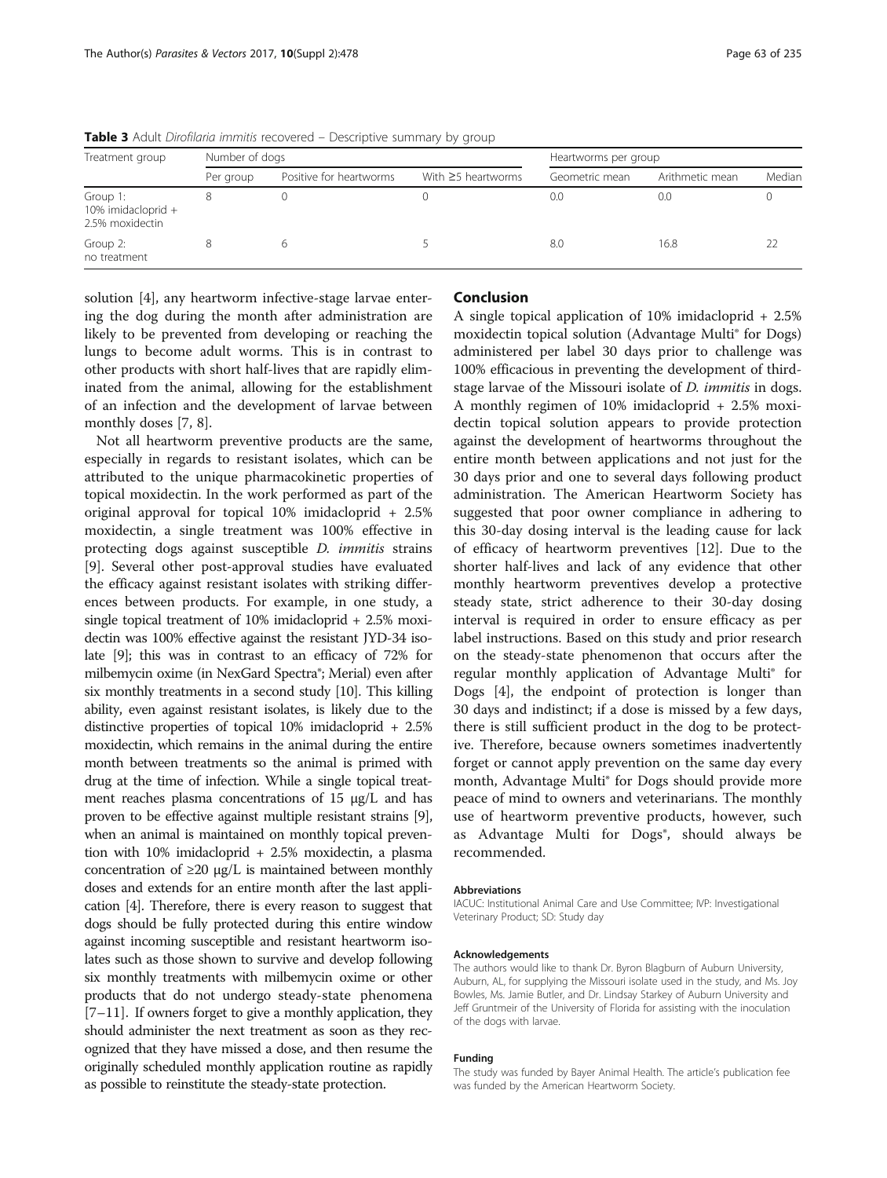**Table 3** Adult *Dirofilaria immitis* recovered – Descriptive summary by group

| Treatment group | Number of dogs | | | Heartworms per group | | |
|---|---|---|---|---|---|---|
| | Per group | Positive for heartworms | With ≥5 heartworms | Geometric mean | Arithmetic mean | Median |
| Group 1: 10% imidacloprid + 2.5% moxidectin | 8 | 0 | 0 | 0.0 | 0.0 | 0 |
| Group 2: no treatment | 8 | 6 | 5 | 8.0 | 16.8 | 22 |

solution [4], any heartworm infective-stage larvae entering the dog during the month after administration are likely to be prevented from developing or reaching the lungs to become adult worms. This is in contrast to other products with short half-lives that are rapidly eliminated from the animal, allowing for the establishment of an infection and the development of larvae between monthly doses [7, 8].

Not all heartworm preventive products are the same, especially in regards to resistant isolates, which can be attributed to the unique pharmacokinetic properties of topical moxidectin. In the work performed as part of the original approval for topical 10% imidacloprid + 2.5% moxidectin, a single treatment was 100% effective in protecting dogs against susceptible *D. immitis* strains [9]. Several other post-approval studies have evaluated the efficacy against resistant isolates with striking differences between products. For example, in one study, a single topical treatment of 10% imidacloprid + 2.5% moxidectin was 100% effective against the resistant JYD-34 isolate [9]; this was in contrast to an efficacy of 72% for milbemycin oxime (in NexGard Spectra®; Merial) even after six monthly treatments in a second study [10]. This killing ability, even against resistant isolates, is likely due to the distinctive properties of topical 10% imidacloprid + 2.5% moxidectin, which remains in the animal during the entire month between treatments so the animal is primed with drug at the time of infection. While a single topical treatment reaches plasma concentrations of 15 μg/L and has proven to be effective against multiple resistant strains [9], when an animal is maintained on monthly topical prevention with 10% imidacloprid + 2.5% moxidectin, a plasma concentration of ≥20 μg/L is maintained between monthly doses and extends for an entire month after the last application [4]. Therefore, there is every reason to suggest that dogs should be fully protected during this entire window against incoming susceptible and resistant heartworm isolates such as those shown to survive and develop following six monthly treatments with milbemycin oxime or other products that do not undergo steady-state phenomena [7–11]. If owners forget to give a monthly application, they should administer the next treatment as soon as they recognized that they have missed a dose, and then resume the originally scheduled monthly application routine as rapidly as possible to reinstitute the steady-state protection.

## Conclusion

A single topical application of 10% imidacloprid + 2.5% moxidectin topical solution (Advantage Multi® for Dogs) administered per label 30 days prior to challenge was 100% efficacious in preventing the development of third-stage larvae of the Missouri isolate of *D. immitis* in dogs. A monthly regimen of 10% imidacloprid + 2.5% moxidectin topical solution appears to provide protection against the development of heartworms throughout the entire month between applications and not just for the 30 days prior and one to several days following product administration. The American Heartworm Society has suggested that poor owner compliance in adhering to this 30-day dosing interval is the leading cause for lack of efficacy of heartworm preventives [12]. Due to the shorter half-lives and lack of any evidence that other monthly heartworm preventives develop a protective steady state, strict adherence to their 30-day dosing interval is required in order to ensure efficacy as per label instructions. Based on this study and prior research on the steady-state phenomenon that occurs after the regular monthly application of Advantage Multi® for Dogs [4], the endpoint of protection is longer than 30 days and indistinct; if a dose is missed by a few days, there is still sufficient product in the dog to be protective. Therefore, because owners sometimes inadvertently forget or cannot apply prevention on the same day every month, Advantage Multi® for Dogs should provide more peace of mind to owners and veterinarians. The monthly use of heartworm preventive products, however, such as Advantage Multi for Dogs®, should always be recommended.

#### Abbreviations

IACUC: Institutional Animal Care and Use Committee; IVP: Investigational Veterinary Product; SD: Study day

#### Acknowledgements

The authors would like to thank Dr. Byron Blagburn of Auburn University, Auburn, AL, for supplying the Missouri isolate used in the study, and Ms. Joy Bowles, Ms. Jamie Butler, and Dr. Lindsay Starkey of Auburn University and Jeff Gruntmeir of the University of Florida for assisting with the inoculation of the dogs with larvae.

#### Funding

The study was funded by Bayer Animal Health. The article's publication fee was funded by the American Heartworm Society.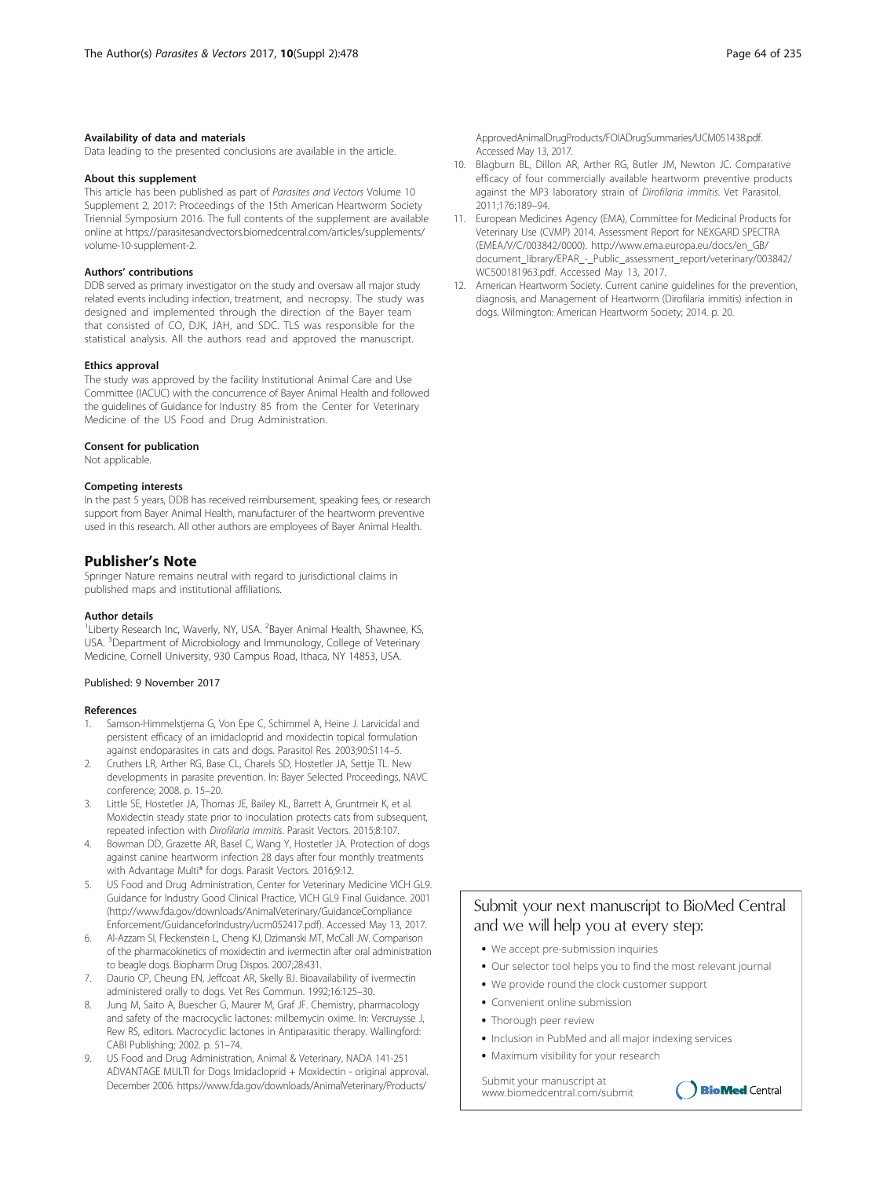#### Availability of data and materials

Data leading to the presented conclusions are available in the article.

#### About this supplement

This article has been published as part of *Parasites and Vectors* Volume 10 Supplement 2, 2017: Proceedings of the 15th American Heartworm Society Triennial Symposium 2016. The full contents of the supplement are available online at https://parasitesandvectors.biomedcentral.com/articles/supplements/volume-10-supplement-2.

#### Authors' contributions

DDB served as primary investigator on the study and oversaw all major study related events including infection, treatment, and necropsy. The study was designed and implemented through the direction of the Bayer team that consisted of CO, DJK, JAH, and SDC. TLS was responsible for the statistical analysis. All the authors read and approved the manuscript.

#### Ethics approval

The study was approved by the facility Institutional Animal Care and Use Committee (IACUC) with the concurrence of Bayer Animal Health and followed the guidelines of Guidance for Industry 85 from the Center for Veterinary Medicine of the US Food and Drug Administration.

#### Consent for publication

Not applicable.

#### Competing interests

In the past 5 years, DDB has received reimbursement, speaking fees, or research support from Bayer Animal Health, manufacturer of the heartworm preventive used in this research. All other authors are employees of Bayer Animal Health.

## Publisher's Note

Springer Nature remains neutral with regard to jurisdictional claims in published maps and institutional affiliations.

#### Author details

[1]Liberty Research Inc, Waverly, NY, USA. [2]Bayer Animal Health, Shawnee, KS, USA. [3]Department of Microbiology and Immunology, College of Veterinary Medicine, Cornell University, 930 Campus Road, Ithaca, NY 14853, USA.

Published: 9 November 2017

#### References

1. Samson-Himmelstjerna G, Von Epe C, Schimmel A, Heine J. Larvicidal and persistent efficacy of an imidacloprid and moxidectin topical formulation against endoparasites in cats and dogs. Parasitol Res. 2003;90:S114–5.
2. Cruthers LR, Arther RG, Base CL, Charels SD, Hostetler JA, Settje TL. New developments in parasite prevention. In: Bayer Selected Proceedings, NAVC conference; 2008. p. 15–20.
3. Little SE, Hostetler JA, Thomas JE, Bailey KL, Barrett A, Gruntmeir K, et al. Moxidectin steady state prior to inoculation protects cats from subsequent, repeated infection with *Dirofilaria immitis*. Parasit Vectors. 2015;8:107.
4. Bowman DD, Grazette AR, Basel C, Wang Y, Hostetler JA. Protection of dogs against canine heartworm infection 28 days after four monthly treatments with Advantage Multi® for dogs. Parasit Vectors. 2016;9:12.
5. US Food and Drug Administration, Center for Veterinary Medicine VICH GL9. Guidance for Industry Good Clinical Practice, VICH GL9 Final Guidance. 2001 (http://www.fda.gov/downloads/AnimalVeterinary/GuidanceComplianceEnforcement/GuidanceforIndustry/ucm052417.pdf). Accessed May 13, 2017.
6. Al-Azzam SI, Fleckenstein L, Cheng KJ, Dzimanski MT, McCall JW. Comparison of the pharmacokinetics of moxidectin and ivermectin after oral administration to beagle dogs. Biopharm Drug Dispos. 2007;28:431.
7. Daurio CP, Cheung EN, Jeffcoat AR, Skelly BJ. Bioavailability of ivermectin administered orally to dogs. Vet Res Commun. 1992;16:125–30.
8. Jung M, Saito A, Buescher G, Maurer M, Graf JF. Chemistry, pharmacology and safety of the macrocyclic lactones: milbemycin oxime. In: Vercruysse J, Rew RS, editors. Macrocyclic lactones in Antiparasitic therapy. Wallingford: CABI Publishing; 2002. p. 51–74.
9. US Food and Drug Administration, Animal & Veterinary, NADA 141-251 ADVANTAGE MULTI for Dogs Imidacloprid + Moxidectin - original approval. December 2006. https://www.fda.gov/downloads/AnimalVeterinary/Products/ApprovedAnimalDrugProducts/FOIADrugSummaries/UCM051438.pdf. Accessed May 13, 2017.
10. Blagburn BL, Dillon AR, Arther RG, Butler JM, Newton JC. Comparative efficacy of four commercially available heartworm preventive products against the MP3 laboratory strain of *Dirofilaria immitis*. Vet Parasitol. 2011;176:189–94.
11. European Medicines Agency (EMA), Committee for Medicinal Products for Veterinary Use (CVMP) 2014. Assessment Report for NEXGARD SPECTRA (EMEA/V/C/003842/0000). http://www.ema.europa.eu/docs/en_GB/document_library/EPAR_-_Public_assessment_report/veterinary/003842/WC500181963.pdf. Accessed May 13, 2017.
12. American Heartworm Society. Current canine guidelines for the prevention, diagnosis, and Management of Heartworm (Dirofilaria immitis) infection in dogs. Wilmington: American Heartworm Society; 2014. p. 20.

Submit your next manuscript to BioMed Central and we will help you at every step:

- We accept pre-submission inquiries
- Our selector tool helps you to find the most relevant journal
- We provide round the clock customer support
- Convenient online submission
- Thorough peer review
- Inclusion in PubMed and all major indexing services
- Maximum visibility for your research

Submit your manuscript at www.biomedcentral.com/submit

BioMed Central